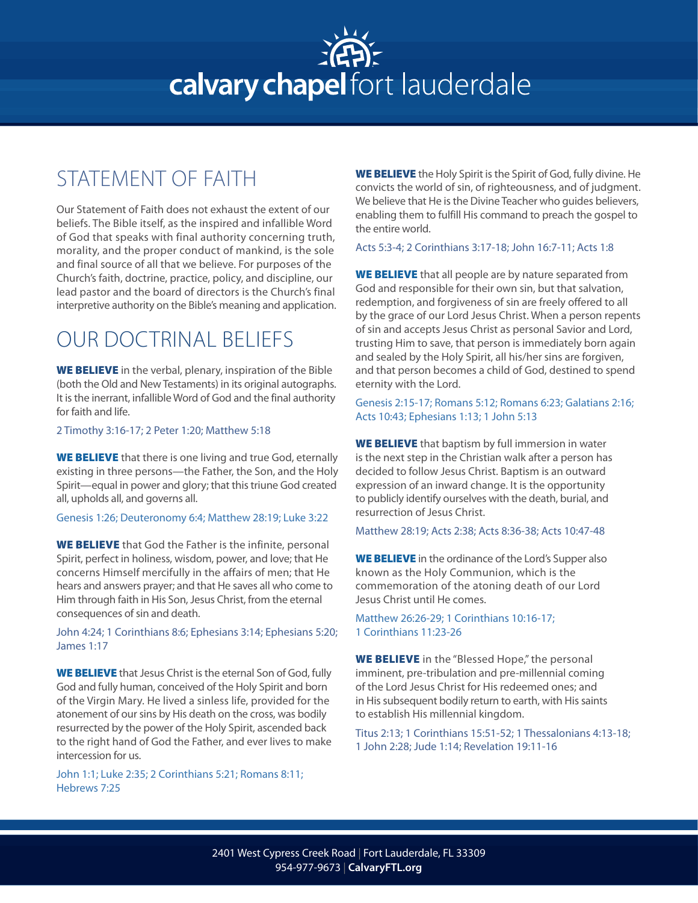# calvary chapel fort lauderdale

## STATEMENT OF FAITH

Our Statement of Faith does not exhaust the extent of our beliefs. The Bible itself, as the inspired and infallible Word of God that speaks with final authority concerning truth, morality, and the proper conduct of mankind, is the sole and final source of all that we believe. For purposes of the Church's faith, doctrine, practice, policy, and discipline, our lead pastor and the board of directors is the Church's final interpretive authority on the Bible's meaning and application.

## OUR DOCTRINAL BELIEFS

**WE BELIEVE** in the verbal, plenary, inspiration of the Bible (both the Old and New Testaments) in its original autographs. It is the inerrant, infallible Word of God and the final authority for faith and life.

2 Timothy 3:16-17; 2 Peter 1:20; Matthew 5:18

**WE BELIEVE** that there is one living and true God, eternally existing in three persons—the Father, the Son, and the Holy Spirit—equal in power and glory; that this triune God created all, upholds all, and governs all.

Genesis 1:26; Deuteronomy 6:4; Matthew 28:19; Luke 3:22

**WE BELIEVE** that God the Father is the infinite, personal Spirit, perfect in holiness, wisdom, power, and love; that He concerns Himself mercifully in the affairs of men; that He hears and answers prayer; and that He saves all who come to Him through faith in His Son, Jesus Christ, from the eternal consequences of sin and death.

John 4:24; 1 Corinthians 8:6; Ephesians 3:14; Ephesians 5:20; James 1:17

**WE BELIEVE** that Jesus Christ is the eternal Son of God, fully God and fully human, conceived of the Holy Spirit and born of the Virgin Mary. He lived a sinless life, provided for the atonement of our sins by His death on the cross, was bodily resurrected by the power of the Holy Spirit, ascended back to the right hand of God the Father, and ever lives to make intercession for us.

John 1:1; Luke 2:35; 2 Corinthians 5:21; Romans 8:11; Hebrews 7:25

**WE BELIEVE** the Holy Spirit is the Spirit of God, fully divine. He convicts the world of sin, of righteousness, and of judgment. We believe that He is the Divine Teacher who guides believers, enabling them to fulfill His command to preach the gospel to the entire world.

Acts 5:3-4; 2 Corinthians 3:17-18; John 16:7-11; Acts 1:8

**WE BELIEVE** that all people are by nature separated from God and responsible for their own sin, but that salvation, redemption, and forgiveness of sin are freely offered to all by the grace of our Lord Jesus Christ. When a person repents of sin and accepts Jesus Christ as personal Savior and Lord, trusting Him to save, that person is immediately born again and sealed by the Holy Spirit, all his/her sins are forgiven, and that person becomes a child of God, destined to spend eternity with the Lord.

Genesis 2:15-17; Romans 5:12; Romans 6:23; Galatians 2:16; Acts 10:43; Ephesians 1:13; 1 John 5:13

**WE BELIEVE** that baptism by full immersion in water is the next step in the Christian walk after a person has decided to follow Jesus Christ. Baptism is an outward expression of an inward change. It is the opportunity to publicly identify ourselves with the death, burial, and resurrection of Jesus Christ.

Matthew 28:19; Acts 2:38; Acts 8:36-38; Acts 10:47-48

**WE BELIEVE** in the ordinance of the Lord's Supper also known as the Holy Communion, which is the commemoration of the atoning death of our Lord Jesus Christ until He comes.

Matthew 26:26-29; 1 Corinthians 10:16-17; 1 Corinthians 11:23-26

**WE BELIEVE** in the "Blessed Hope," the personal imminent, pre-tribulation and pre-millennial coming of the Lord Jesus Christ for His redeemed ones; and in His subsequent bodily return to earth, with His saints to establish His millennial kingdom.

Titus 2:13; 1 Corinthians 15:51-52; 1 Thessalonians 4:13-18; 1 John 2:28; Jude 1:14; Revelation 19:11-16

2401 West Cypress Creek Road | Fort Lauderdale, FL 33309
954-977-9673 | **CalvaryFTL.org**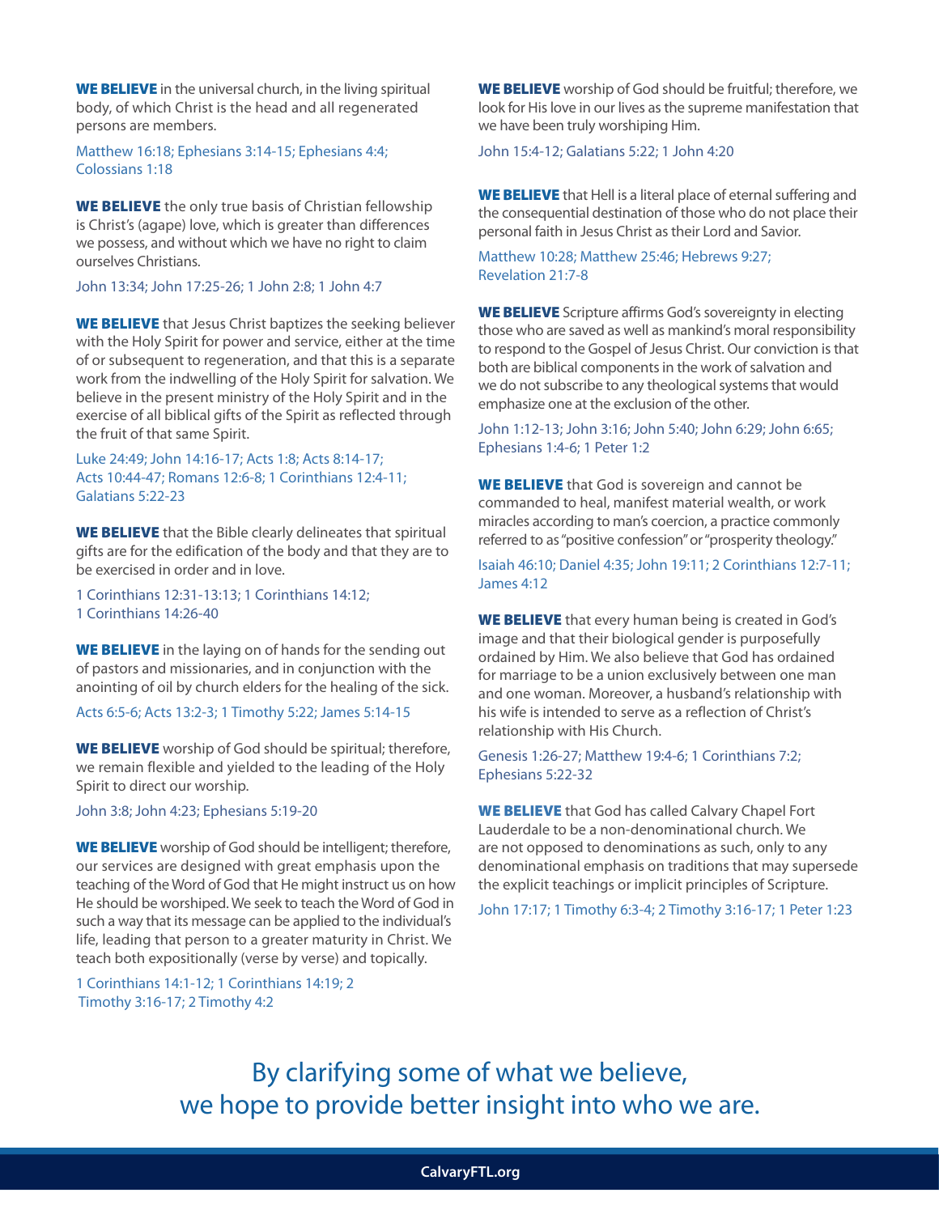**WE BELIEVE** in the universal church, in the living spiritual body, of which Christ is the head and all regenerated persons are members.

Matthew 16:18; Ephesians 3:14-15; Ephesians 4:4; Colossians 1:18

**WE BELIEVE** the only true basis of Christian fellowship is Christ's (agape) love, which is greater than differences we possess, and without which we have no right to claim ourselves Christians.

John 13:34; John 17:25-26; 1 John 2:8; 1 John 4:7

**WE BELIEVE** that Jesus Christ baptizes the seeking believer with the Holy Spirit for power and service, either at the time of or subsequent to regeneration, and that this is a separate work from the indwelling of the Holy Spirit for salvation. We believe in the present ministry of the Holy Spirit and in the exercise of all biblical gifts of the Spirit as reflected through the fruit of that same Spirit.

Luke 24:49; John 14:16-17; Acts 1:8; Acts 8:14-17; Acts 10:44-47; Romans 12:6-8; 1 Corinthians 12:4-11; Galatians 5:22-23

**WE BELIEVE** that the Bible clearly delineates that spiritual gifts are for the edification of the body and that they are to be exercised in order and in love.

1 Corinthians 12:31-13:13; 1 Corinthians 14:12; 1 Corinthians 14:26-40

**WE BELIEVE** in the laying on of hands for the sending out of pastors and missionaries, and in conjunction with the anointing of oil by church elders for the healing of the sick.

Acts 6:5-6; Acts 13:2-3; 1 Timothy 5:22; James 5:14-15

**WE BELIEVE** worship of God should be spiritual; therefore, we remain flexible and yielded to the leading of the Holy Spirit to direct our worship.

John 3:8; John 4:23; Ephesians 5:19-20

**WE BELIEVE** worship of God should be intelligent; therefore, our services are designed with great emphasis upon the teaching of the Word of God that He might instruct us on how He should be worshiped. We seek to teach the Word of God in such a way that its message can be applied to the individual's life, leading that person to a greater maturity in Christ. We teach both expositionally (verse by verse) and topically.

1 Corinthians 14:1-12; 1 Corinthians 14:19; 2 Timothy 3:16-17; 2 Timothy 4:2

**WE BELIEVE** worship of God should be fruitful; therefore, we look for His love in our lives as the supreme manifestation that we have been truly worshiping Him.

John 15:4-12; Galatians 5:22; 1 John 4:20

**WE BELIEVE** that Hell is a literal place of eternal suffering and the consequential destination of those who do not place their personal faith in Jesus Christ as their Lord and Savior.

Matthew 10:28; Matthew 25:46; Hebrews 9:27; Revelation 21:7-8

**WE BELIEVE** Scripture affirms God's sovereignty in electing those who are saved as well as mankind's moral responsibility to respond to the Gospel of Jesus Christ. Our conviction is that both are biblical components in the work of salvation and we do not subscribe to any theological systems that would emphasize one at the exclusion of the other.

John 1:12-13; John 3:16; John 5:40; John 6:29; John 6:65; Ephesians 1:4-6; 1 Peter 1:2

**WE BELIEVE** that God is sovereign and cannot be commanded to heal, manifest material wealth, or work miracles according to man's coercion, a practice commonly referred to as "positive confession" or "prosperity theology."

Isaiah 46:10; Daniel 4:35; John 19:11; 2 Corinthians 12:7-11; James 4:12

**WE BELIEVE** that every human being is created in God's image and that their biological gender is purposefully ordained by Him. We also believe that God has ordained for marriage to be a union exclusively between one man and one woman. Moreover, a husband's relationship with his wife is intended to serve as a reflection of Christ's relationship with His Church.

Genesis 1:26-27; Matthew 19:4-6; 1 Corinthians 7:2; Ephesians 5:22-32

**WE BELIEVE** that God has called Calvary Chapel Fort Lauderdale to be a non-denominational church. We are not opposed to denominations as such, only to any denominational emphasis on traditions that may supersede the explicit teachings or implicit principles of Scripture.

John 17:17; 1 Timothy 6:3-4; 2 Timothy 3:16-17; 1 Peter 1:23

By clarifying some of what we believe,
we hope to provide better insight into who we are.

CalvaryFTL.org